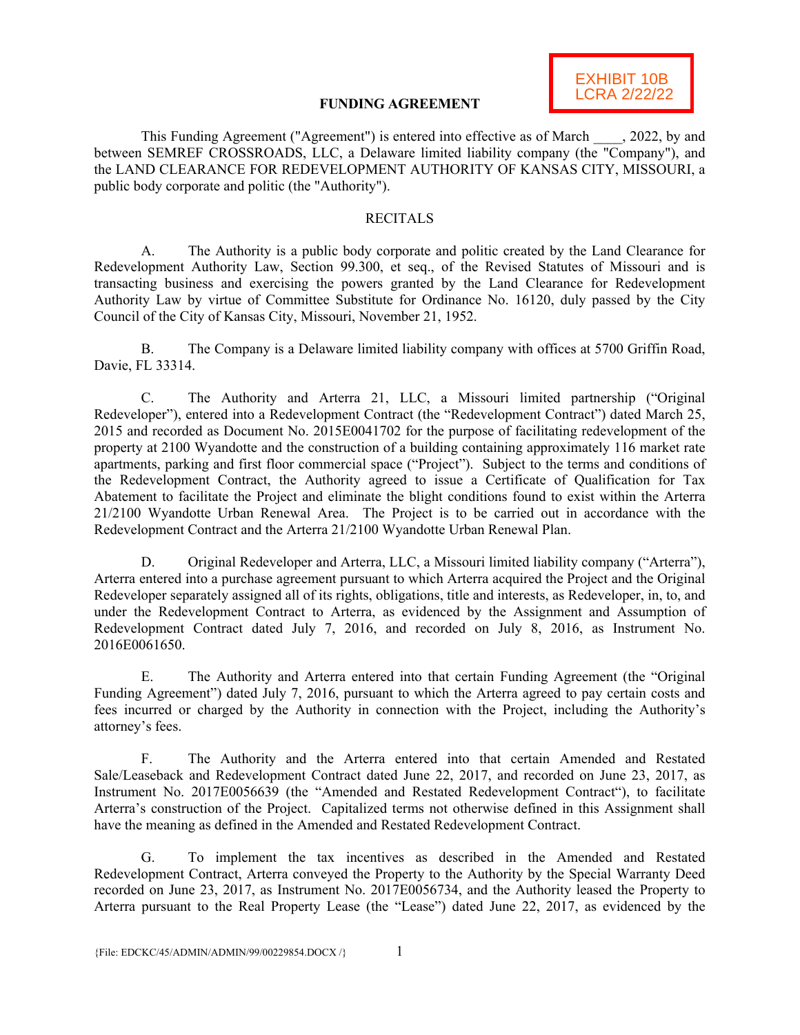EXHIBIT 10B
LCRA 2/22/22

# FUNDING AGREEMENT

This Funding Agreement ("Agreement") is entered into effective as of March ____, 2022, by and between SEMREF CROSSROADS, LLC, a Delaware limited liability company (the "Company"), and the LAND CLEARANCE FOR REDEVELOPMENT AUTHORITY OF KANSAS CITY, MISSOURI, a public body corporate and politic (the "Authority").

## RECITALS

A. The Authority is a public body corporate and politic created by the Land Clearance for Redevelopment Authority Law, Section 99.300, et seq., of the Revised Statutes of Missouri and is transacting business and exercising the powers granted by the Land Clearance for Redevelopment Authority Law by virtue of Committee Substitute for Ordinance No. 16120, duly passed by the City Council of the City of Kansas City, Missouri, November 21, 1952.

B. The Company is a Delaware limited liability company with offices at 5700 Griffin Road, Davie, FL 33314.

C. The Authority and Arterra 21, LLC, a Missouri limited partnership ("Original Redeveloper"), entered into a Redevelopment Contract (the "Redevelopment Contract") dated March 25, 2015 and recorded as Document No. 2015E0041702 for the purpose of facilitating redevelopment of the property at 2100 Wyandotte and the construction of a building containing approximately 116 market rate apartments, parking and first floor commercial space ("Project"). Subject to the terms and conditions of the Redevelopment Contract, the Authority agreed to issue a Certificate of Qualification for Tax Abatement to facilitate the Project and eliminate the blight conditions found to exist within the Arterra 21/2100 Wyandotte Urban Renewal Area. The Project is to be carried out in accordance with the Redevelopment Contract and the Arterra 21/2100 Wyandotte Urban Renewal Plan.

D. Original Redeveloper and Arterra, LLC, a Missouri limited liability company ("Arterra"), Arterra entered into a purchase agreement pursuant to which Arterra acquired the Project and the Original Redeveloper separately assigned all of its rights, obligations, title and interests, as Redeveloper, in, to, and under the Redevelopment Contract to Arterra, as evidenced by the Assignment and Assumption of Redevelopment Contract dated July 7, 2016, and recorded on July 8, 2016, as Instrument No. 2016E0061650.

E. The Authority and Arterra entered into that certain Funding Agreement (the "Original Funding Agreement") dated July 7, 2016, pursuant to which the Arterra agreed to pay certain costs and fees incurred or charged by the Authority in connection with the Project, including the Authority's attorney's fees.

F. The Authority and the Arterra entered into that certain Amended and Restated Sale/Leaseback and Redevelopment Contract dated June 22, 2017, and recorded on June 23, 2017, as Instrument No. 2017E0056639 (the "Amended and Restated Redevelopment Contract"), to facilitate Arterra's construction of the Project. Capitalized terms not otherwise defined in this Assignment shall have the meaning as defined in the Amended and Restated Redevelopment Contract.

G. To implement the tax incentives as described in the Amended and Restated Redevelopment Contract, Arterra conveyed the Property to the Authority by the Special Warranty Deed recorded on June 23, 2017, as Instrument No. 2017E0056734, and the Authority leased the Property to Arterra pursuant to the Real Property Lease (the "Lease") dated June 22, 2017, as evidenced by the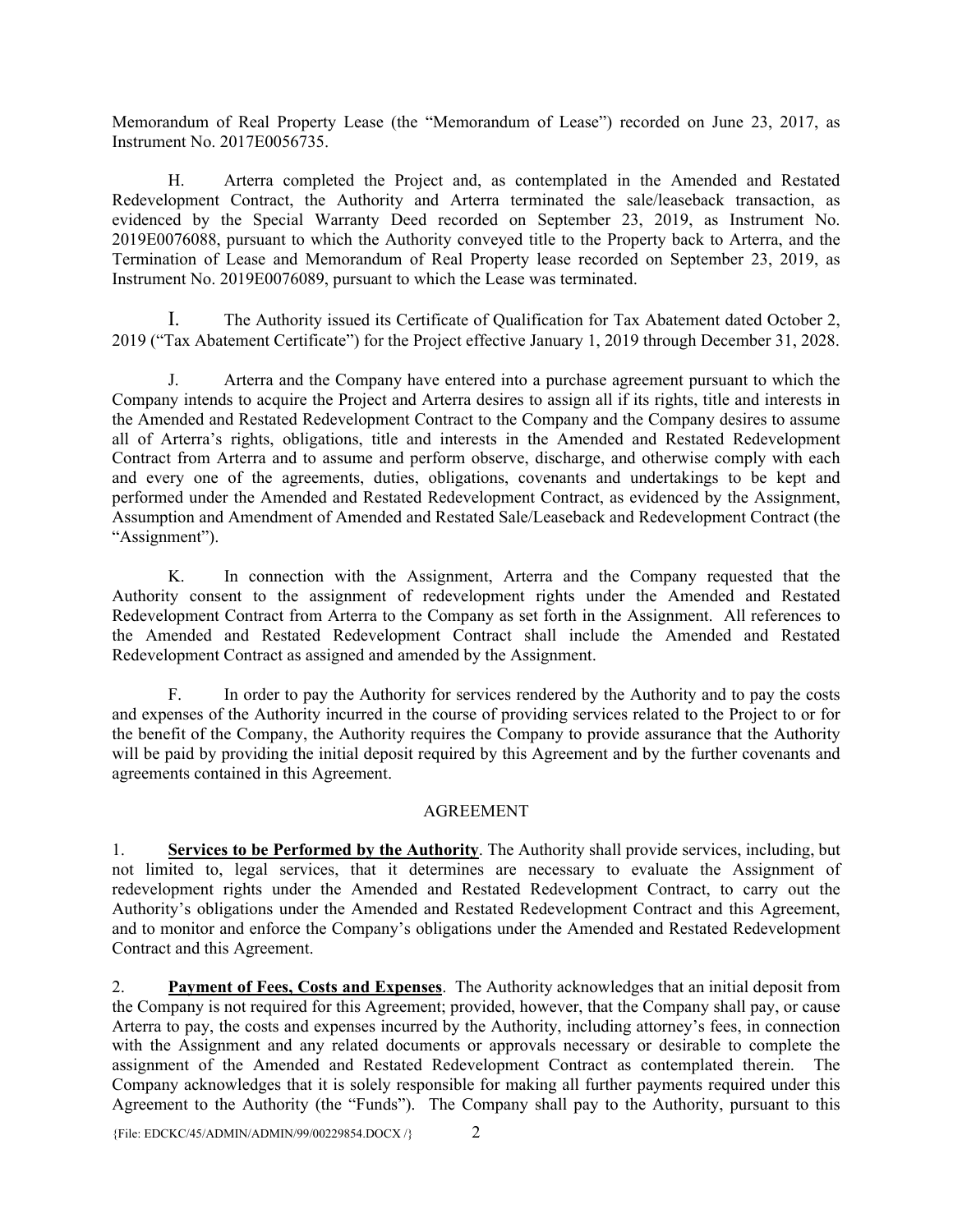Memorandum of Real Property Lease (the "Memorandum of Lease") recorded on June 23, 2017, as Instrument No. 2017E0056735.

H. Arterra completed the Project and, as contemplated in the Amended and Restated Redevelopment Contract, the Authority and Arterra terminated the sale/leaseback transaction, as evidenced by the Special Warranty Deed recorded on September 23, 2019, as Instrument No. 2019E0076088, pursuant to which the Authority conveyed title to the Property back to Arterra, and the Termination of Lease and Memorandum of Real Property lease recorded on September 23, 2019, as Instrument No. 2019E0076089, pursuant to which the Lease was terminated.

I. The Authority issued its Certificate of Qualification for Tax Abatement dated October 2, 2019 ("Tax Abatement Certificate") for the Project effective January 1, 2019 through December 31, 2028.

J. Arterra and the Company have entered into a purchase agreement pursuant to which the Company intends to acquire the Project and Arterra desires to assign all if its rights, title and interests in the Amended and Restated Redevelopment Contract to the Company and the Company desires to assume all of Arterra's rights, obligations, title and interests in the Amended and Restated Redevelopment Contract from Arterra and to assume and perform observe, discharge, and otherwise comply with each and every one of the agreements, duties, obligations, covenants and undertakings to be kept and performed under the Amended and Restated Redevelopment Contract, as evidenced by the Assignment, Assumption and Amendment of Amended and Restated Sale/Leaseback and Redevelopment Contract (the "Assignment").

K. In connection with the Assignment, Arterra and the Company requested that the Authority consent to the assignment of redevelopment rights under the Amended and Restated Redevelopment Contract from Arterra to the Company as set forth in the Assignment. All references to the Amended and Restated Redevelopment Contract shall include the Amended and Restated Redevelopment Contract as assigned and amended by the Assignment.

F. In order to pay the Authority for services rendered by the Authority and to pay the costs and expenses of the Authority incurred in the course of providing services related to the Project to or for the benefit of the Company, the Authority requires the Company to provide assurance that the Authority will be paid by providing the initial deposit required by this Agreement and by the further covenants and agreements contained in this Agreement.

## AGREEMENT

1. **<u>Services to be Performed by the Authority</u>**. The Authority shall provide services, including, but not limited to, legal services, that it determines are necessary to evaluate the Assignment of redevelopment rights under the Amended and Restated Redevelopment Contract, to carry out the Authority's obligations under the Amended and Restated Redevelopment Contract and this Agreement, and to monitor and enforce the Company's obligations under the Amended and Restated Redevelopment Contract and this Agreement.

2. **<u>Payment of Fees, Costs and Expenses</u>**. The Authority acknowledges that an initial deposit from the Company is not required for this Agreement; provided, however, that the Company shall pay, or cause Arterra to pay, the costs and expenses incurred by the Authority, including attorney's fees, in connection with the Assignment and any related documents or approvals necessary or desirable to complete the assignment of the Amended and Restated Redevelopment Contract as contemplated therein. The Company acknowledges that it is solely responsible for making all further payments required under this Agreement to the Authority (the "Funds"). The Company shall pay to the Authority, pursuant to this

{File: EDCKC/45/ADMIN/ADMIN/99/00229854.DOCX /}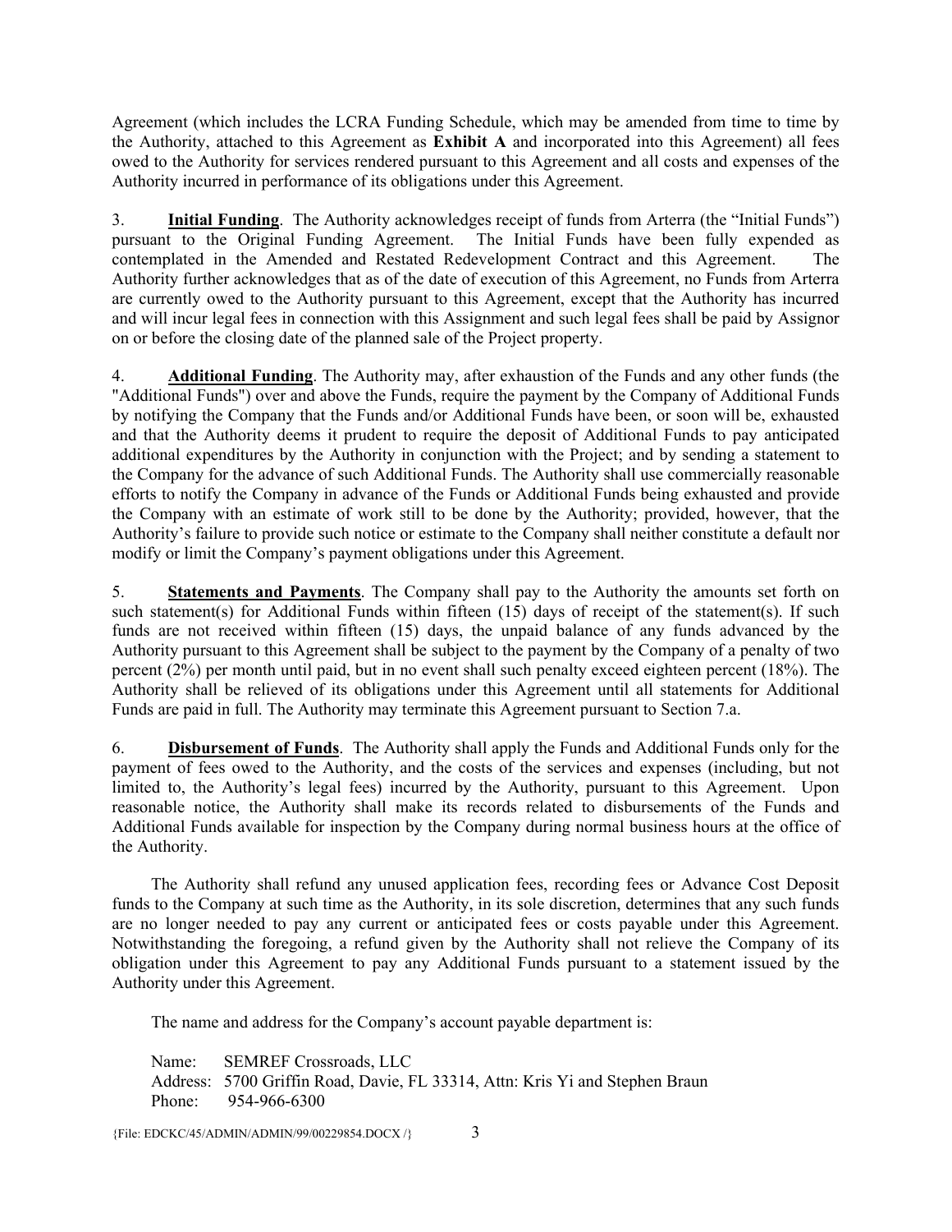Agreement (which includes the LCRA Funding Schedule, which may be amended from time to time by the Authority, attached to this Agreement as **Exhibit A** and incorporated into this Agreement) all fees owed to the Authority for services rendered pursuant to this Agreement and all costs and expenses of the Authority incurred in performance of its obligations under this Agreement.

3. **Initial Funding**. The Authority acknowledges receipt of funds from Arterra (the "Initial Funds") pursuant to the Original Funding Agreement. The Initial Funds have been fully expended as contemplated in the Amended and Restated Redevelopment Contract and this Agreement. The Authority further acknowledges that as of the date of execution of this Agreement, no Funds from Arterra are currently owed to the Authority pursuant to this Agreement, except that the Authority has incurred and will incur legal fees in connection with this Assignment and such legal fees shall be paid by Assignor on or before the closing date of the planned sale of the Project property.

4. **Additional Funding**. The Authority may, after exhaustion of the Funds and any other funds (the "Additional Funds") over and above the Funds, require the payment by the Company of Additional Funds by notifying the Company that the Funds and/or Additional Funds have been, or soon will be, exhausted and that the Authority deems it prudent to require the deposit of Additional Funds to pay anticipated additional expenditures by the Authority in conjunction with the Project; and by sending a statement to the Company for the advance of such Additional Funds. The Authority shall use commercially reasonable efforts to notify the Company in advance of the Funds or Additional Funds being exhausted and provide the Company with an estimate of work still to be done by the Authority; provided, however, that the Authority's failure to provide such notice or estimate to the Company shall neither constitute a default nor modify or limit the Company's payment obligations under this Agreement.

5. **Statements and Payments**. The Company shall pay to the Authority the amounts set forth on such statement(s) for Additional Funds within fifteen (15) days of receipt of the statement(s). If such funds are not received within fifteen (15) days, the unpaid balance of any funds advanced by the Authority pursuant to this Agreement shall be subject to the payment by the Company of a penalty of two percent (2%) per month until paid, but in no event shall such penalty exceed eighteen percent (18%). The Authority shall be relieved of its obligations under this Agreement until all statements for Additional Funds are paid in full. The Authority may terminate this Agreement pursuant to Section 7.a.

6. **Disbursement of Funds**. The Authority shall apply the Funds and Additional Funds only for the payment of fees owed to the Authority, and the costs of the services and expenses (including, but not limited to, the Authority's legal fees) incurred by the Authority, pursuant to this Agreement. Upon reasonable notice, the Authority shall make its records related to disbursements of the Funds and Additional Funds available for inspection by the Company during normal business hours at the office of the Authority.

The Authority shall refund any unused application fees, recording fees or Advance Cost Deposit funds to the Company at such time as the Authority, in its sole discretion, determines that any such funds are no longer needed to pay any current or anticipated fees or costs payable under this Agreement. Notwithstanding the foregoing, a refund given by the Authority shall not relieve the Company of its obligation under this Agreement to pay any Additional Funds pursuant to a statement issued by the Authority under this Agreement.

The name and address for the Company's account payable department is:

Name: SEMREF Crossroads, LLC
Address: 5700 Griffin Road, Davie, FL 33314, Attn: Kris Yi and Stephen Braun
Phone: 954-966-6300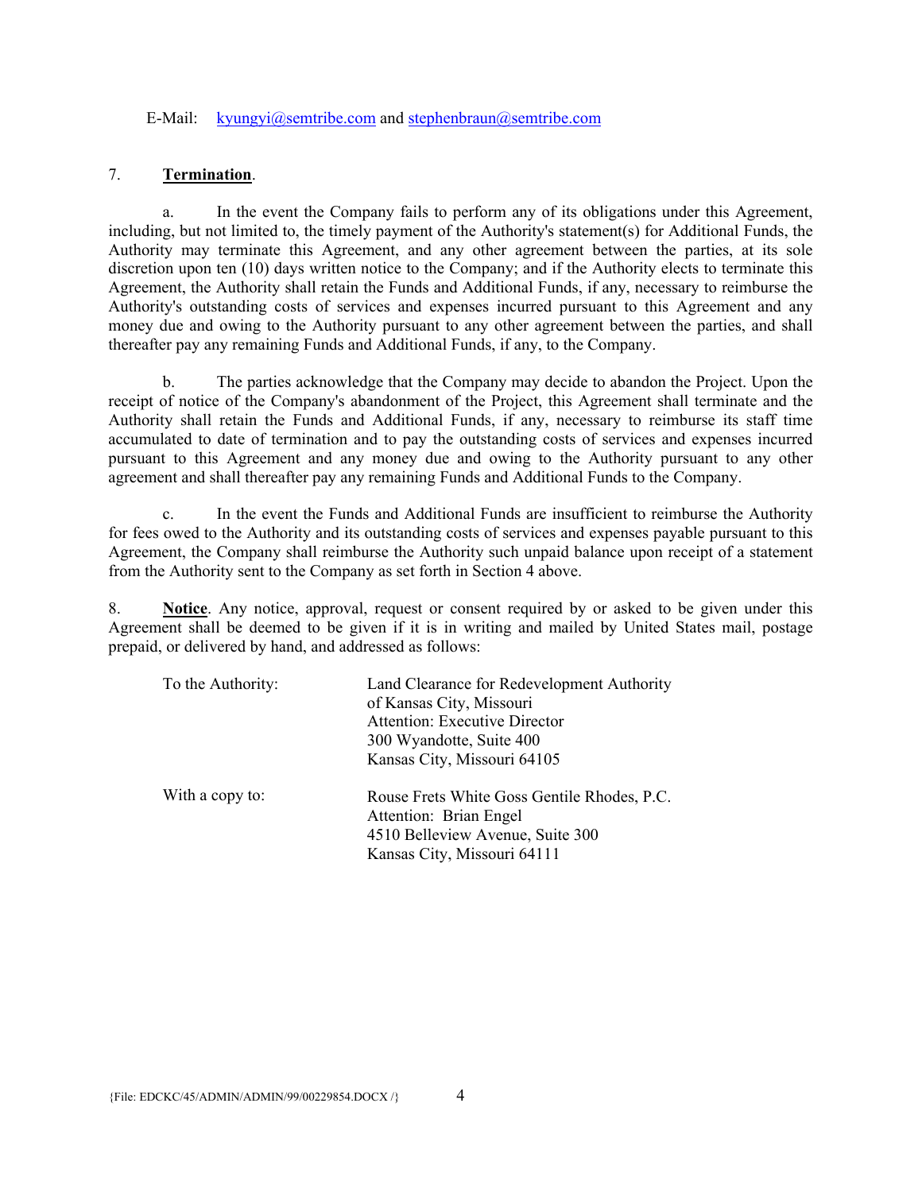E-Mail: kyungyi@semtribe.com and stephenbraun@semtribe.com

7. **Termination**.

a. In the event the Company fails to perform any of its obligations under this Agreement, including, but not limited to, the timely payment of the Authority's statement(s) for Additional Funds, the Authority may terminate this Agreement, and any other agreement between the parties, at its sole discretion upon ten (10) days written notice to the Company; and if the Authority elects to terminate this Agreement, the Authority shall retain the Funds and Additional Funds, if any, necessary to reimburse the Authority's outstanding costs of services and expenses incurred pursuant to this Agreement and any money due and owing to the Authority pursuant to any other agreement between the parties, and shall thereafter pay any remaining Funds and Additional Funds, if any, to the Company.

b. The parties acknowledge that the Company may decide to abandon the Project. Upon the receipt of notice of the Company's abandonment of the Project, this Agreement shall terminate and the Authority shall retain the Funds and Additional Funds, if any, necessary to reimburse its staff time accumulated to date of termination and to pay the outstanding costs of services and expenses incurred pursuant to this Agreement and any money due and owing to the Authority pursuant to any other agreement and shall thereafter pay any remaining Funds and Additional Funds to the Company.

c. In the event the Funds and Additional Funds are insufficient to reimburse the Authority for fees owed to the Authority and its outstanding costs of services and expenses payable pursuant to this Agreement, the Company shall reimburse the Authority such unpaid balance upon receipt of a statement from the Authority sent to the Company as set forth in Section 4 above.

8. **Notice**. Any notice, approval, request or consent required by or asked to be given under this Agreement shall be deemed to be given if it is in writing and mailed by United States mail, postage prepaid, or delivered by hand, and addressed as follows:

To the Authority:

Land Clearance for Redevelopment Authority
of Kansas City, Missouri
Attention: Executive Director
300 Wyandotte, Suite 400
Kansas City, Missouri 64105

With a copy to:

Rouse Frets White Goss Gentile Rhodes, P.C.
Attention: Brian Engel
4510 Belleview Avenue, Suite 300
Kansas City, Missouri 64111

{File: EDCKC/45/ADMIN/ADMIN/99/00229854.DOCX /}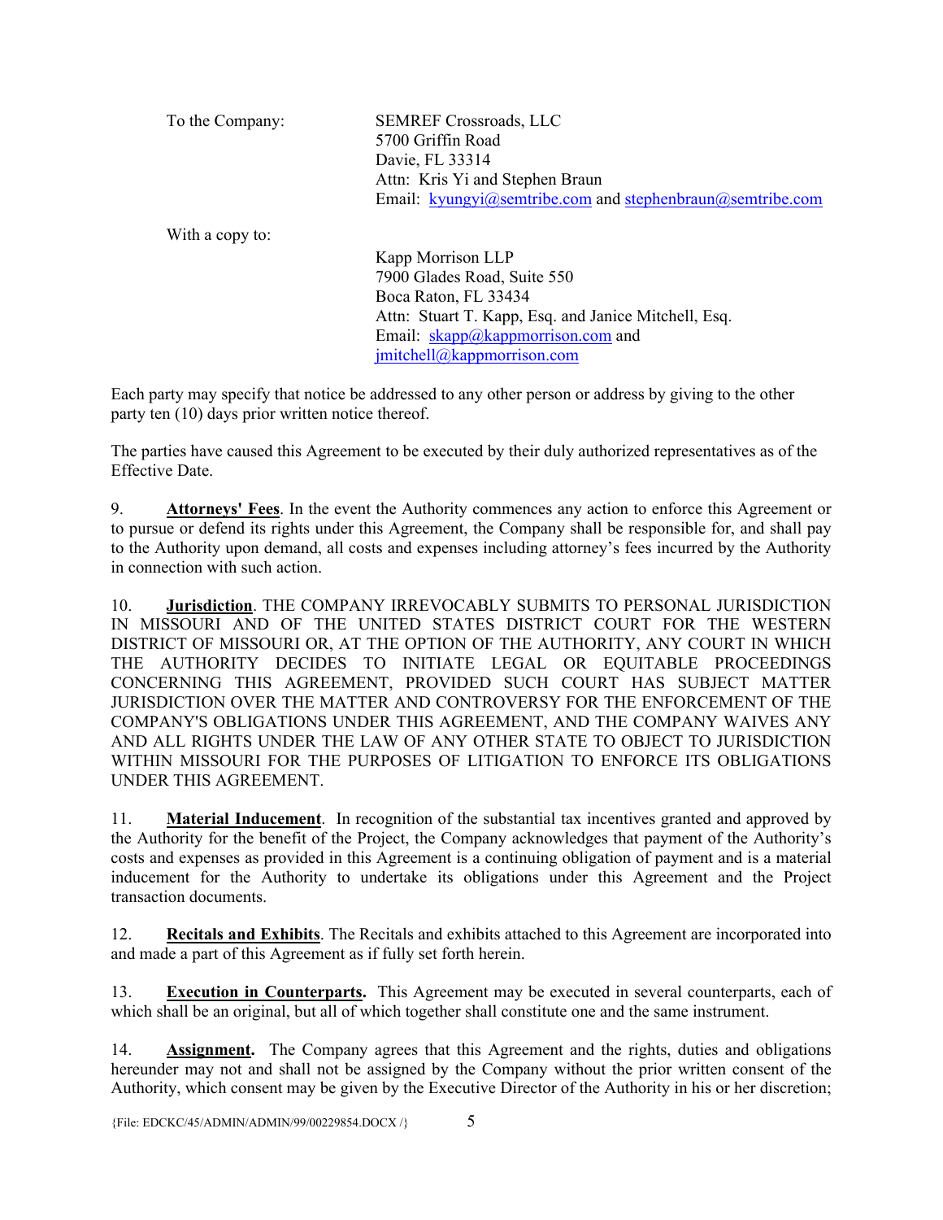To the Company: SEMREF Crossroads, LLC
5700 Griffin Road
Davie, FL 33314
Attn: Kris Yi and Stephen Braun
Email: kyungyi@semtribe.com and stephenbraun@semtribe.com

With a copy to:

Kapp Morrison LLP
7900 Glades Road, Suite 550
Boca Raton, FL 33434
Attn: Stuart T. Kapp, Esq. and Janice Mitchell, Esq.
Email: skapp@kappmorrison.com and jmitchell@kappmorrison.com

Each party may specify that notice be addressed to any other person or address by giving to the other party ten (10) days prior written notice thereof.

The parties have caused this Agreement to be executed by their duly authorized representatives as of the Effective Date.

9. **Attorneys' Fees**. In the event the Authority commences any action to enforce this Agreement or to pursue or defend its rights under this Agreement, the Company shall be responsible for, and shall pay to the Authority upon demand, all costs and expenses including attorney's fees incurred by the Authority in connection with such action.

10. **Jurisdiction**. THE COMPANY IRREVOCABLY SUBMITS TO PERSONAL JURISDICTION IN MISSOURI AND OF THE UNITED STATES DISTRICT COURT FOR THE WESTERN DISTRICT OF MISSOURI OR, AT THE OPTION OF THE AUTHORITY, ANY COURT IN WHICH THE AUTHORITY DECIDES TO INITIATE LEGAL OR EQUITABLE PROCEEDINGS CONCERNING THIS AGREEMENT, PROVIDED SUCH COURT HAS SUBJECT MATTER JURISDICTION OVER THE MATTER AND CONTROVERSY FOR THE ENFORCEMENT OF THE COMPANY'S OBLIGATIONS UNDER THIS AGREEMENT, AND THE COMPANY WAIVES ANY AND ALL RIGHTS UNDER THE LAW OF ANY OTHER STATE TO OBJECT TO JURISDICTION WITHIN MISSOURI FOR THE PURPOSES OF LITIGATION TO ENFORCE ITS OBLIGATIONS UNDER THIS AGREEMENT.

11. **Material Inducement**. In recognition of the substantial tax incentives granted and approved by the Authority for the benefit of the Project, the Company acknowledges that payment of the Authority's costs and expenses as provided in this Agreement is a continuing obligation of payment and is a material inducement for the Authority to undertake its obligations under this Agreement and the Project transaction documents.

12. **Recitals and Exhibits**. The Recitals and exhibits attached to this Agreement are incorporated into and made a part of this Agreement as if fully set forth herein.

13. **Execution in Counterparts.** This Agreement may be executed in several counterparts, each of which shall be an original, but all of which together shall constitute one and the same instrument.

14. **Assignment.** The Company agrees that this Agreement and the rights, duties and obligations hereunder may not and shall not be assigned by the Company without the prior written consent of the Authority, which consent may be given by the Executive Director of the Authority in his or her discretion;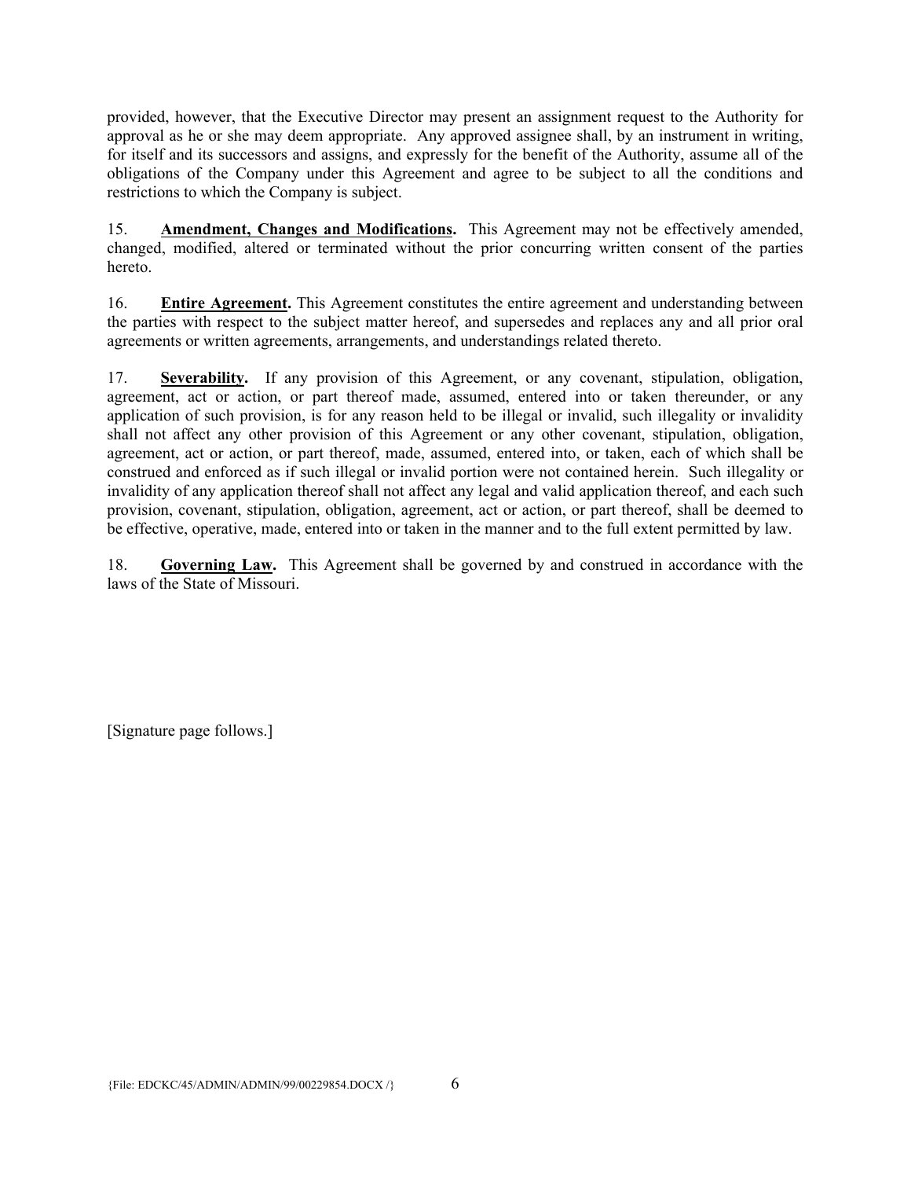provided, however, that the Executive Director may present an assignment request to the Authority for approval as he or she may deem appropriate. Any approved assignee shall, by an instrument in writing, for itself and its successors and assigns, and expressly for the benefit of the Authority, assume all of the obligations of the Company under this Agreement and agree to be subject to all the conditions and restrictions to which the Company is subject.

15. **Amendment, Changes and Modifications.** This Agreement may not be effectively amended, changed, modified, altered or terminated without the prior concurring written consent of the parties hereto.

16. **Entire Agreement.** This Agreement constitutes the entire agreement and understanding between the parties with respect to the subject matter hereof, and supersedes and replaces any and all prior oral agreements or written agreements, arrangements, and understandings related thereto.

17. **Severability.** If any provision of this Agreement, or any covenant, stipulation, obligation, agreement, act or action, or part thereof made, assumed, entered into or taken thereunder, or any application of such provision, is for any reason held to be illegal or invalid, such illegality or invalidity shall not affect any other provision of this Agreement or any other covenant, stipulation, obligation, agreement, act or action, or part thereof, made, assumed, entered into, or taken, each of which shall be construed and enforced as if such illegal or invalid portion were not contained herein. Such illegality or invalidity of any application thereof shall not affect any legal and valid application thereof, and each such provision, covenant, stipulation, obligation, agreement, act or action, or part thereof, shall be deemed to be effective, operative, made, entered into or taken in the manner and to the full extent permitted by law.

18. **Governing Law.** This Agreement shall be governed by and construed in accordance with the laws of the State of Missouri.

[Signature page follows.]

{File: EDCKC/45/ADMIN/ADMIN/99/00229854.DOCX /}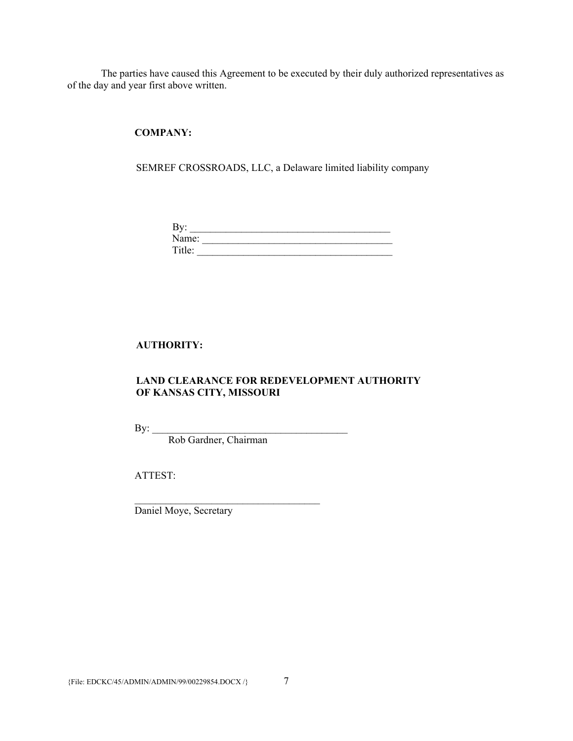The parties have caused this Agreement to be executed by their duly authorized representatives as of the day and year first above written.

**COMPANY:**

SEMREF CROSSROADS, LLC, a Delaware limited liability company

By: _______________________________________
Name: _____________________________________
Title: ______________________________________

**AUTHORITY:**

**LAND CLEARANCE FOR REDEVELOPMENT AUTHORITY OF KANSAS CITY, MISSOURI**

By: _______________________________________
Rob Gardner, Chairman

ATTEST:

____________________________________
Daniel Moye, Secretary

{File: EDCKC/45/ADMIN/ADMIN/99/00229854.DOCX /}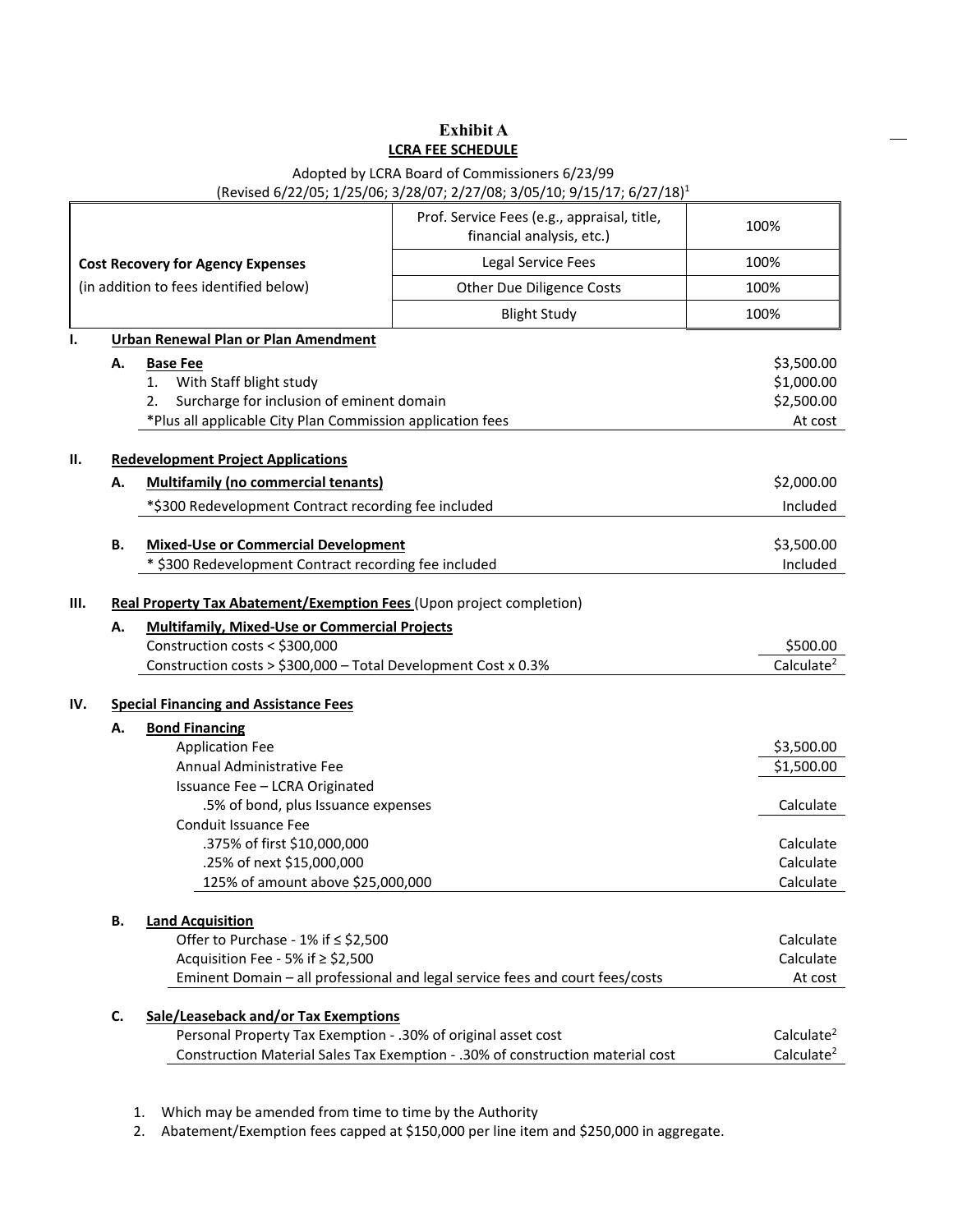# Exhibit A

## LCRA FEE SCHEDULE

Adopted by LCRA Board of Commissioners 6/23/99
(Revised 6/22/05; 1/25/06; 3/28/07; 2/27/08; 3/05/10; 9/15/17; 6/27/18)[1]

| | | |
|---|---|---|
| **Cost Recovery for Agency Expenses** (in addition to fees identified below) | Prof. Service Fees (e.g., appraisal, title, financial analysis, etc.) | 100% |
| | Legal Service Fees | 100% |
| | Other Due Diligence Costs | 100% |
| | Blight Study | 100% |

| | | | |
|---|---|---|---|
| **I.** | **Urban Renewal Plan or Plan Amendment** | | |
| | **A.** | **Base Fee** | $3,500.00 |
| | | 1. With Staff blight study | $1,000.00 |
| | | 2. Surcharge for inclusion of eminent domain | $2,500.00 |
| | | *Plus all applicable City Plan Commission application fees | At cost |
| **II.** | **Redevelopment Project Applications** | | |
| | **A.** | **Multifamily (no commercial tenants)** | $2,000.00 |
| | | *$300 Redevelopment Contract recording fee included | Included |
| | **B.** | **Mixed-Use or Commercial Development** | $3,500.00 |
| | | * $300 Redevelopment Contract recording fee included | Included |
| **III.** | **Real Property Tax Abatement/Exemption Fees** (Upon project completion) | | |
| | **A.** | **Multifamily, Mixed-Use or Commercial Projects** | |
| | | Construction costs < $300,000 | $500.00 |
| | | Construction costs > $300,000 – Total Development Cost x 0.3% | Calculate[2] |
| **IV.** | **Special Financing and Assistance Fees** | | |
| | **A.** | **Bond Financing** | |
| | | Application Fee | $3,500.00 |
| | | Annual Administrative Fee | $1,500.00 |
| | | Issuance Fee – LCRA Originated | |
| | | .5% of bond, plus Issuance expenses | Calculate |
| | | Conduit Issuance Fee | |
| | | .375% of first $10,000,000 | Calculate |
| | | .25% of next $15,000,000 | Calculate |
| | | 125% of amount above $25,000,000 | Calculate |
| | **B.** | **Land Acquisition** | |
| | | Offer to Purchase - 1% if ≤ $2,500 | Calculate |
| | | Acquisition Fee - 5% if ≥ $2,500 | Calculate |
| | | Eminent Domain – all professional and legal service fees and court fees/costs | At cost |
| | **C.** | **Sale/Leaseback and/or Tax Exemptions** | |
| | | Personal Property Tax Exemption - .30% of original asset cost | Calculate[2] |
| | | Construction Material Sales Tax Exemption - .30% of construction material cost | Calculate[2] |

1. Which may be amended from time to time by the Authority
2. Abatement/Exemption fees capped at $150,000 per line item and $250,000 in aggregate.